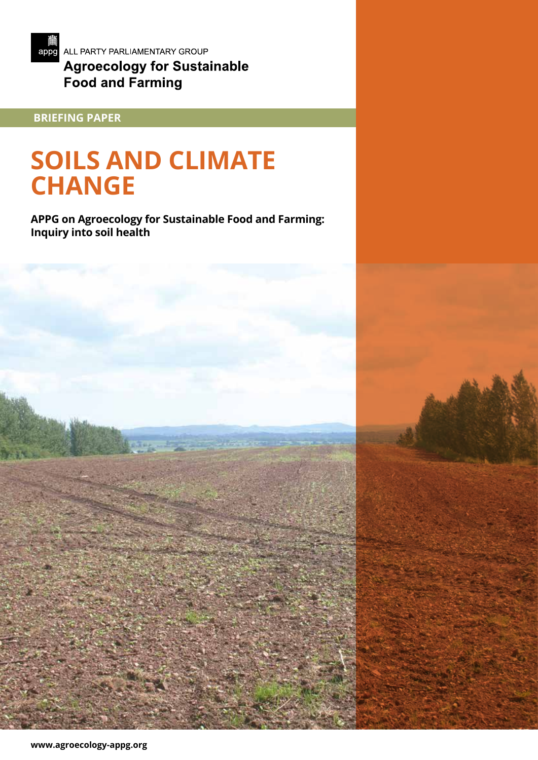appg ALL PARTY PARLIAMENTARY GROUP

**Agroecology for Sustainable Food and Farming**

**BRIEFING PAPER**

# SOILS AND CLIMATE CHANGE

**APPG on Agroecology for Sustainable Food and Farming: Inquiry into soil health**

**www.agroecology-appg.org**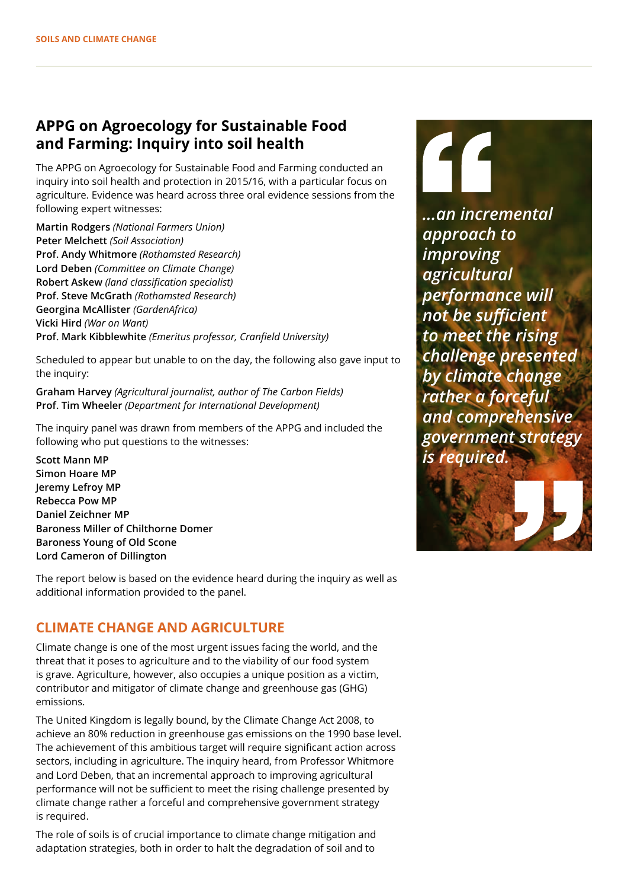## APPG on Agroecology for Sustainable Food and Farming: Inquiry into soil health

The APPG on Agroecology for Sustainable Food and Farming conducted an inquiry into soil health and protection in 2015/16, with a particular focus on agriculture. Evidence was heard across three oral evidence sessions from the following expert witnesses:

**Martin Rodgers** *(National Farmers Union)*
**Peter Melchett** *(Soil Association)*
**Prof. Andy Whitmore** *(Rothamsted Research)*
**Lord Deben** *(Committee on Climate Change)*
**Robert Askew** *(land classification specialist)*
**Prof. Steve McGrath** *(Rothamsted Research)*
**Georgina McAllister** *(GardenAfrica)*
**Vicki Hird** *(War on Want)*
**Prof. Mark Kibblewhite** *(Emeritus professor, Cranfield University)*

Scheduled to appear but unable to on the day, the following also gave input to the inquiry:

**Graham Harvey** *(Agricultural journalist, author of The Carbon Fields)*
**Prof. Tim Wheeler** *(Department for International Development)*

The inquiry panel was drawn from members of the APPG and included the following who put questions to the witnesses:

**Scott Mann MP**
**Simon Hoare MP**
**Jeremy Lefroy MP**
**Rebecca Pow MP**
**Daniel Zeichner MP**
**Baroness Miller of Chilthorne Domer**
**Baroness Young of Old Scone**
**Lord Cameron of Dillington**

The report below is based on the evidence heard during the inquiry as well as additional information provided to the panel.

> *"...an incremental approach to improving agricultural performance will not be sufficient to meet the rising challenge presented by climate change rather a forceful and comprehensive government strategy is required."*

## CLIMATE CHANGE AND AGRICULTURE

Climate change is one of the most urgent issues facing the world, and the threat that it poses to agriculture and to the viability of our food system is grave. Agriculture, however, also occupies a unique position as a victim, contributor and mitigator of climate change and greenhouse gas (GHG) emissions.

The United Kingdom is legally bound, by the Climate Change Act 2008, to achieve an 80% reduction in greenhouse gas emissions on the 1990 base level. The achievement of this ambitious target will require significant action across sectors, including in agriculture. The inquiry heard, from Professor Whitmore and Lord Deben, that an incremental approach to improving agricultural performance will not be sufficient to meet the rising challenge presented by climate change rather a forceful and comprehensive government strategy is required.

The role of soils is of crucial importance to climate change mitigation and adaptation strategies, both in order to halt the degradation of soil and to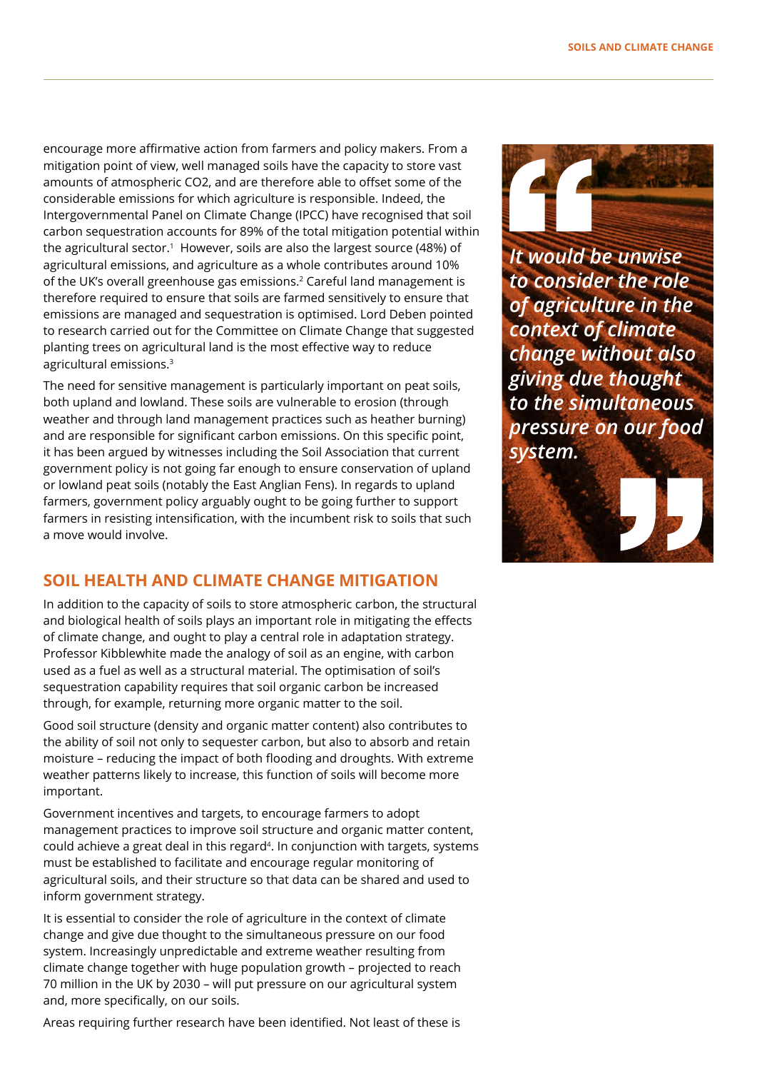encourage more affirmative action from farmers and policy makers. From a mitigation point of view, well managed soils have the capacity to store vast amounts of atmospheric CO2, and are therefore able to offset some of the considerable emissions for which agriculture is responsible. Indeed, the Intergovernmental Panel on Climate Change (IPCC) have recognised that soil carbon sequestration accounts for 89% of the total mitigation potential within the agricultural sector.[1] However, soils are also the largest source (48%) of agricultural emissions, and agriculture as a whole contributes around 10% of the UK's overall greenhouse gas emissions.[2] Careful land management is therefore required to ensure that soils are farmed sensitively to ensure that emissions are managed and sequestration is optimised. Lord Deben pointed to research carried out for the Committee on Climate Change that suggested planting trees on agricultural land is the most effective way to reduce agricultural emissions.[3]

The need for sensitive management is particularly important on peat soils, both upland and lowland. These soils are vulnerable to erosion (through weather and through land management practices such as heather burning) and are responsible for significant carbon emissions. On this specific point, it has been argued by witnesses including the Soil Association that current government policy is not going far enough to ensure conservation of upland or lowland peat soils (notably the East Anglian Fens). In regards to upland farmers, government policy arguably ought to be going further to support farmers in resisting intensification, with the incumbent risk to soils that such a move would involve.

> *It would be unwise to consider the role of agriculture in the context of climate change without also giving due thought to the simultaneous pressure on our food system.*

## SOIL HEALTH AND CLIMATE CHANGE MITIGATION

In addition to the capacity of soils to store atmospheric carbon, the structural and biological health of soils plays an important role in mitigating the effects of climate change, and ought to play a central role in adaptation strategy. Professor Kibblewhite made the analogy of soil as an engine, with carbon used as a fuel as well as a structural material. The optimisation of soil's sequestration capability requires that soil organic carbon be increased through, for example, returning more organic matter to the soil.

Good soil structure (density and organic matter content) also contributes to the ability of soil not only to sequester carbon, but also to absorb and retain moisture – reducing the impact of both flooding and droughts. With extreme weather patterns likely to increase, this function of soils will become more important.

Government incentives and targets, to encourage farmers to adopt management practices to improve soil structure and organic matter content, could achieve a great deal in this regard[4]. In conjunction with targets, systems must be established to facilitate and encourage regular monitoring of agricultural soils, and their structure so that data can be shared and used to inform government strategy.

It is essential to consider the role of agriculture in the context of climate change and give due thought to the simultaneous pressure on our food system. Increasingly unpredictable and extreme weather resulting from climate change together with huge population growth – projected to reach 70 million in the UK by 2030 – will put pressure on our agricultural system and, more specifically, on our soils.

Areas requiring further research have been identified. Not least of these is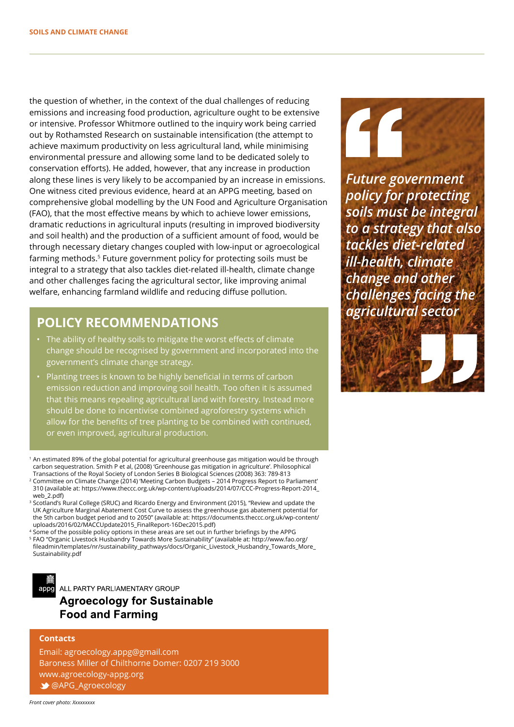the question of whether, in the context of the dual challenges of reducing emissions and increasing food production, agriculture ought to be extensive or intensive. Professor Whitmore outlined to the inquiry work being carried out by Rothamsted Research on sustainable intensification (the attempt to achieve maximum productivity on less agricultural land, while minimising environmental pressure and allowing some land to be dedicated solely to conservation efforts). He added, however, that any increase in production along these lines is very likely to be accompanied by an increase in emissions. One witness cited previous evidence, heard at an APPG meeting, based on comprehensive global modelling by the UN Food and Agriculture Organisation (FAO), that the most effective means by which to achieve lower emissions, dramatic reductions in agricultural inputs (resulting in improved biodiversity and soil health) and the production of a sufficient amount of food, would be through necessary dietary changes coupled with low-input or agroecological farming methods.[5] Future government policy for protecting soils must be integral to a strategy that also tackles diet-related ill-health, climate change and other challenges facing the agricultural sector, like improving animal welfare, enhancing farmland wildlife and reducing diffuse pollution.

> *Future government policy for protecting soils must be integral to a strategy that also tackles diet-related ill-health, climate change and other challenges facing the agricultural sector*

## POLICY RECOMMENDATIONS

- The ability of healthy soils to mitigate the worst effects of climate change should be recognised by government and incorporated into the government's climate change strategy.
- Planting trees is known to be highly beneficial in terms of carbon emission reduction and improving soil health. Too often it is assumed that this means repealing agricultural land with forestry. Instead more should be done to incentivise combined agroforestry systems which allow for the benefits of tree planting to be combined with continued, or even improved, agricultural production.

[1] An estimated 89% of the global potential for agricultural greenhouse gas mitigation would be through carbon sequestration. Smith P et al, (2008) 'Greenhouse gas mitigation in agriculture'. Philosophical Transactions of the Royal Society of London Series B Biological Sciences (2008) 363: 789-813

[2] Committee on Climate Change (2014) 'Meeting Carbon Budgets – 2014 Progress Report to Parliament' 310 (available at: https://www.theccc.org.uk/wp-content/uploads/2014/07/CCC-Progress-Report-2014_web_2.pdf)

[3] Scotland's Rural College (SRUC) and Ricardo Energy and Environment (2015), "Review and update the UK Agriculture Marginal Abatement Cost Curve to assess the greenhouse gas abatement potential for the 5th carbon budget period and to 2050" (available at: https://documents.theccc.org.uk/wp-content/uploads/2016/02/MACCUpdate2015_FinalReport-16Dec2015.pdf)

[4] Some of the possible policy options in these areas are set out in further briefings by the APPG

[5] FAO "Organic Livestock Husbandry Towards More Sustainability" (available at: http://www.fao.org/fileadmin/templates/nr/sustainability_pathways/docs/Organic_Livestock_Husbandry_Towards_More_Sustainability.pdf

appg ALL PARTY PARLIAMENTARY GROUP
**Agroecology for Sustainable Food and Farming**

**Contacts**

Email: agroecology.appg@gmail.com
Baroness Miller of Chilthorne Domer: 0207 219 3000
www.agroecology-appg.org
@APG_Agroecology

*Front cover photo: Xxxxxxxxx*